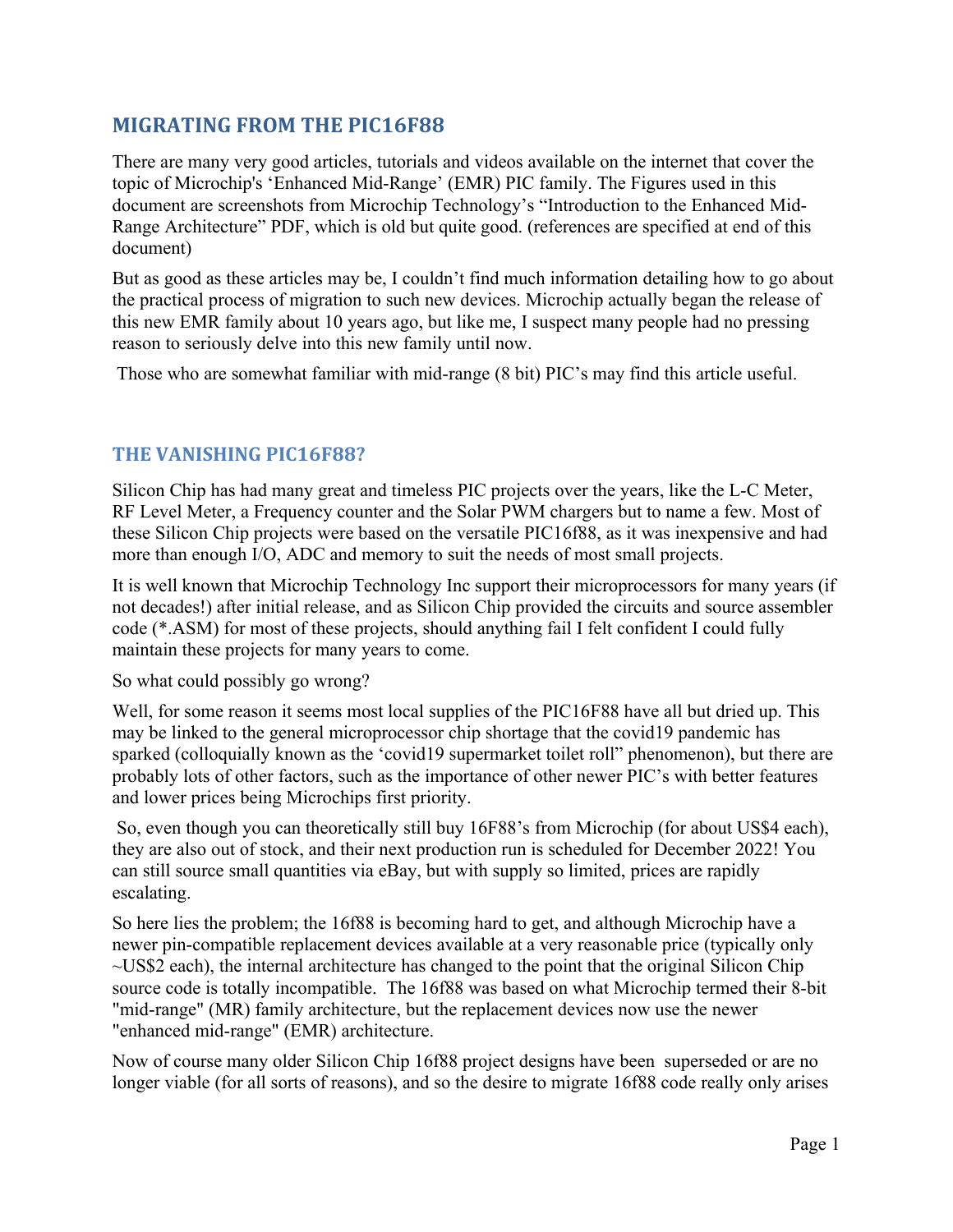## MIGRATING FROM THE PIC16F88

There are many very good articles, tutorials and videos available on the internet that cover the topic of Microchip's 'Enhanced Mid-Range' (EMR) PIC family. The Figures used in this document are screenshots from Microchip Technology's "Introduction to the Enhanced Mid-Range Architecture" PDF, which is old but quite good. (references are specified at end of this document)

But as good as these articles may be, I couldn't find much information detailing how to go about the practical process of migration to such new devices. Microchip actually began the release of this new EMR family about 10 years ago, but like me, I suspect many people had no pressing reason to seriously delve into this new family until now.

Those who are somewhat familiar with mid-range (8 bit) PIC's may find this article useful.

## THE VANISHING PIC16F88?

Silicon Chip has had many great and timeless PIC projects over the years, like the L-C Meter, RF Level Meter, a Frequency counter and the Solar PWM chargers but to name a few. Most of these Silicon Chip projects were based on the versatile PIC16f88, as it was inexpensive and had more than enough I/O, ADC and memory to suit the needs of most small projects.

It is well known that Microchip Technology Inc support their microprocessors for many years (if not decades!) after initial release, and as Silicon Chip provided the circuits and source assembler code (*.ASM) for most of these projects, should anything fail I felt confident I could fully maintain these projects for many years to come.

So what could possibly go wrong?

Well, for some reason it seems most local supplies of the PIC16F88 have all but dried up. This may be linked to the general microprocessor chip shortage that the covid19 pandemic has sparked (colloquially known as the 'covid19 supermarket toilet roll" phenomenon), but there are probably lots of other factors, such as the importance of other newer PIC's with better features and lower prices being Microchips first priority.

So, even though you can theoretically still buy 16F88's from Microchip (for about US$4 each), they are also out of stock, and their next production run is scheduled for December 2022! You can still source small quantities via eBay, but with supply so limited, prices are rapidly escalating.

So here lies the problem; the 16f88 is becoming hard to get, and although Microchip have a newer pin-compatible replacement devices available at a very reasonable price (typically only ~US$2 each), the internal architecture has changed to the point that the original Silicon Chip source code is totally incompatible. The 16f88 was based on what Microchip termed their 8-bit "mid-range" (MR) family architecture, but the replacement devices now use the newer "enhanced mid-range" (EMR) architecture.

Now of course many older Silicon Chip 16f88 project designs have been superseded or are no longer viable (for all sorts of reasons), and so the desire to migrate 16f88 code really only arises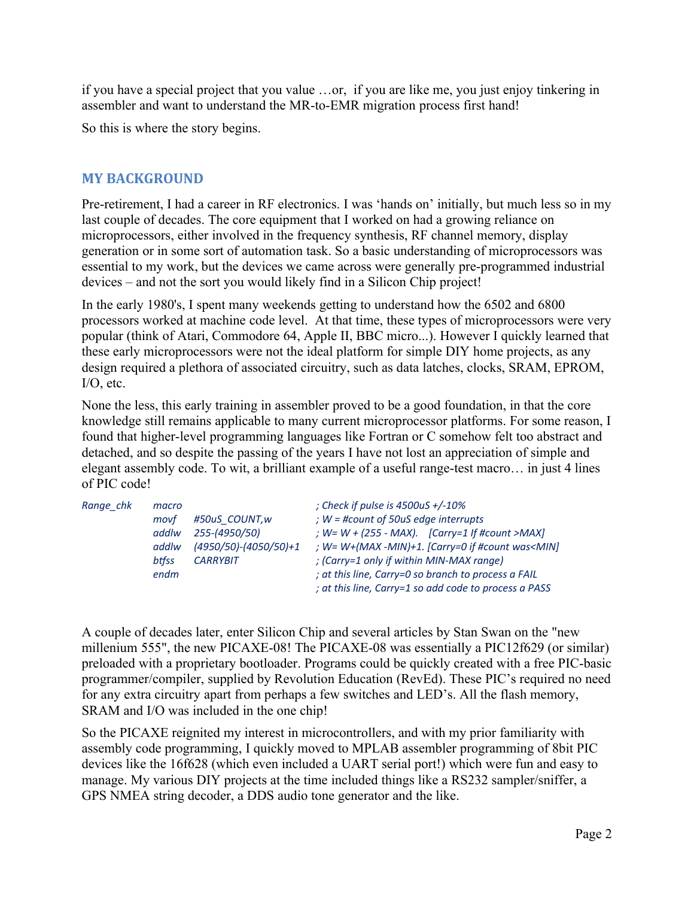if you have a special project that you value …or,  if you are like me, you just enjoy tinkering in assembler and want to understand the MR-to-EMR migration process first hand!

So this is where the story begins.

## MY BACKGROUND

Pre-retirement, I had a career in RF electronics. I was 'hands on' initially, but much less so in my last couple of decades. The core equipment that I worked on had a growing reliance on microprocessors, either involved in the frequency synthesis, RF channel memory, display generation or in some sort of automation task. So a basic understanding of microprocessors was essential to my work, but the devices we came across were generally pre-programmed industrial devices – and not the sort you would likely find in a Silicon Chip project!

In the early 1980's, I spent many weekends getting to understand how the 6502 and 6800 processors worked at machine code level.  At that time, these types of microprocessors were very popular (think of Atari, Commodore 64, Apple II, BBC micro...). However I quickly learned that these early microprocessors were not the ideal platform for simple DIY home projects, as any design required a plethora of associated circuitry, such as data latches, clocks, SRAM, EPROM, I/O, etc.

None the less, this early training in assembler proved to be a good foundation, in that the core knowledge still remains applicable to many current microprocessor platforms. For some reason, I found that higher-level programming languages like Fortran or C somehow felt too abstract and detached, and so despite the passing of the years I have not lost an appreciation of simple and elegant assembly code. To wit, a brilliant example of a useful range-test macro… in just 4 lines of PIC code!

```
Range_chk   macro                                  ; Check if pulse is 4500uS +/-10%
            movf    #50uS_COUNT,w                  ; W = #count of 50uS edge interrupts
            addlw   255-(4950/50)                  ; W= W + (255 - MAX).   [Carry=1 If #count >MAX]
            addlw   (4950/50)-(4050/50)+1          ; W= W+(MAX -MIN)+1. [Carry=0 if #count was<MIN]
            btfss   CARRYBIT                       ; (Carry=1 only if within MIN-MAX range)
            endm                                   ; at this line, Carry=0 so branch to process a FAIL
                                                   ; at this line, Carry=1 so add code to process a PASS
```

A couple of decades later, enter Silicon Chip and several articles by Stan Swan on the "new millenium 555", the new PICAXE-08! The PICAXE-08 was essentially a PIC12f629 (or similar) preloaded with a proprietary bootloader. Programs could be quickly created with a free PIC-basic programmer/compiler, supplied by Revolution Education (RevEd). These PIC's required no need for any extra circuitry apart from perhaps a few switches and LED's. All the flash memory, SRAM and I/O was included in the one chip!

So the PICAXE reignited my interest in microcontrollers, and with my prior familiarity with assembly code programming, I quickly moved to MPLAB assembler programming of 8bit PIC devices like the 16f628 (which even included a UART serial port!) which were fun and easy to manage. My various DIY projects at the time included things like a RS232 sampler/sniffer, a GPS NMEA string decoder, a DDS audio tone generator and the like.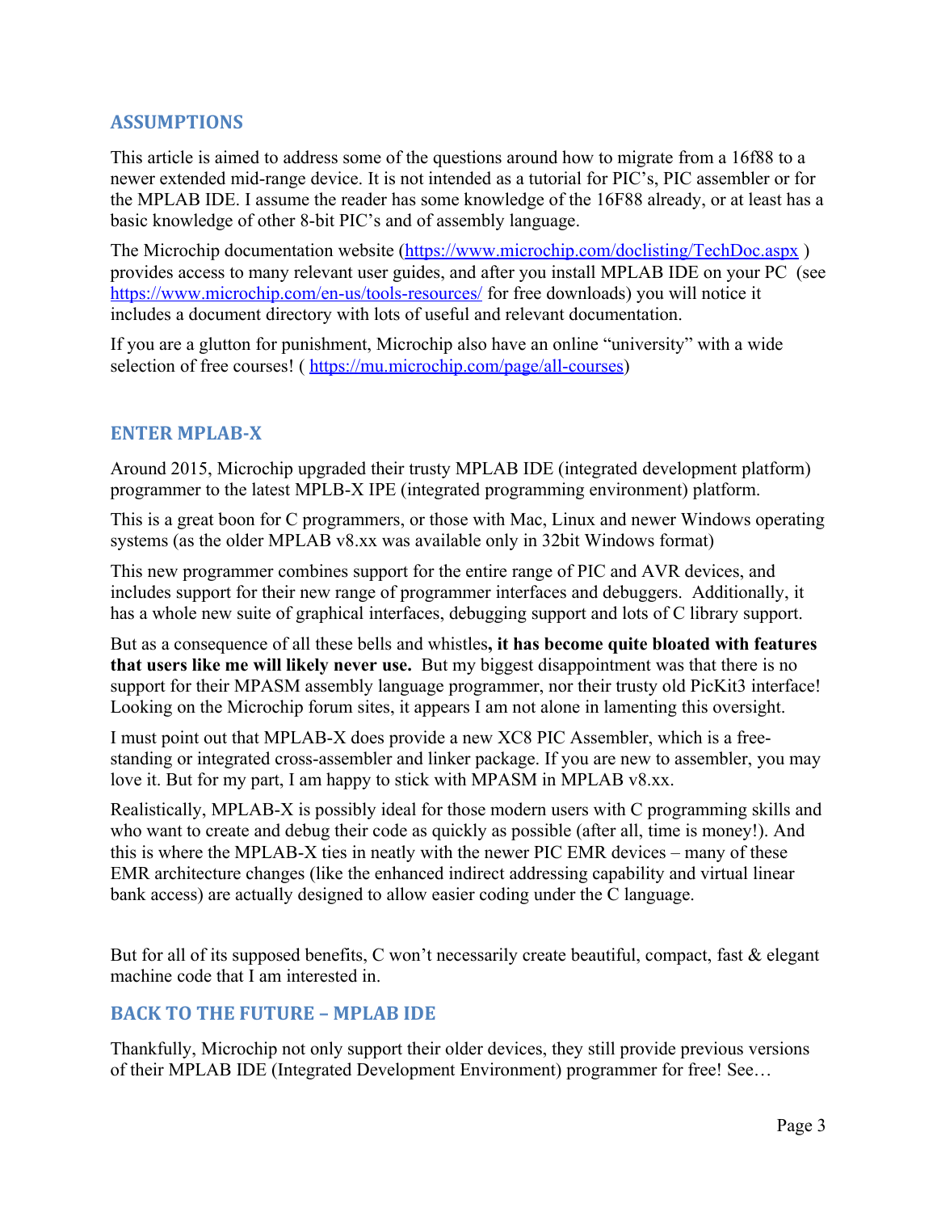## ASSUMPTIONS

This article is aimed to address some of the questions around how to migrate from a 16f88 to a newer extended mid-range device. It is not intended as a tutorial for PIC's, PIC assembler or for the MPLAB IDE. I assume the reader has some knowledge of the 16F88 already, or at least has a basic knowledge of other 8-bit PIC's and of assembly language.

The Microchip documentation website (https://www.microchip.com/doclisting/TechDoc.aspx ) provides access to many relevant user guides, and after you install MPLAB IDE on your PC (see https://www.microchip.com/en-us/tools-resources/ for free downloads) you will notice it includes a document directory with lots of useful and relevant documentation.

If you are a glutton for punishment, Microchip also have an online "university" with a wide selection of free courses! ( https://mu.microchip.com/page/all-courses)

## ENTER MPLAB-X

Around 2015, Microchip upgraded their trusty MPLAB IDE (integrated development platform) programmer to the latest MPLB-X IPE (integrated programming environment) platform.

This is a great boon for C programmers, or those with Mac, Linux and newer Windows operating systems (as the older MPLAB v8.xx was available only in 32bit Windows format)

This new programmer combines support for the entire range of PIC and AVR devices, and includes support for their new range of programmer interfaces and debuggers. Additionally, it has a whole new suite of graphical interfaces, debugging support and lots of C library support.

But as a consequence of all these bells and whistles**, it has become quite bloated with features that users like me will likely never use.** But my biggest disappointment was that there is no support for their MPASM assembly language programmer, nor their trusty old PicKit3 interface! Looking on the Microchip forum sites, it appears I am not alone in lamenting this oversight.

I must point out that MPLAB-X does provide a new XC8 PIC Assembler, which is a free-standing or integrated cross-assembler and linker package. If you are new to assembler, you may love it. But for my part, I am happy to stick with MPASM in MPLAB v8.xx.

Realistically, MPLAB-X is possibly ideal for those modern users with C programming skills and who want to create and debug their code as quickly as possible (after all, time is money!). And this is where the MPLAB-X ties in neatly with the newer PIC EMR devices – many of these EMR architecture changes (like the enhanced indirect addressing capability and virtual linear bank access) are actually designed to allow easier coding under the C language.

But for all of its supposed benefits, C won't necessarily create beautiful, compact, fast & elegant machine code that I am interested in.

## BACK TO THE FUTURE – MPLAB IDE

Thankfully, Microchip not only support their older devices, they still provide previous versions of their MPLAB IDE (Integrated Development Environment) programmer for free! See…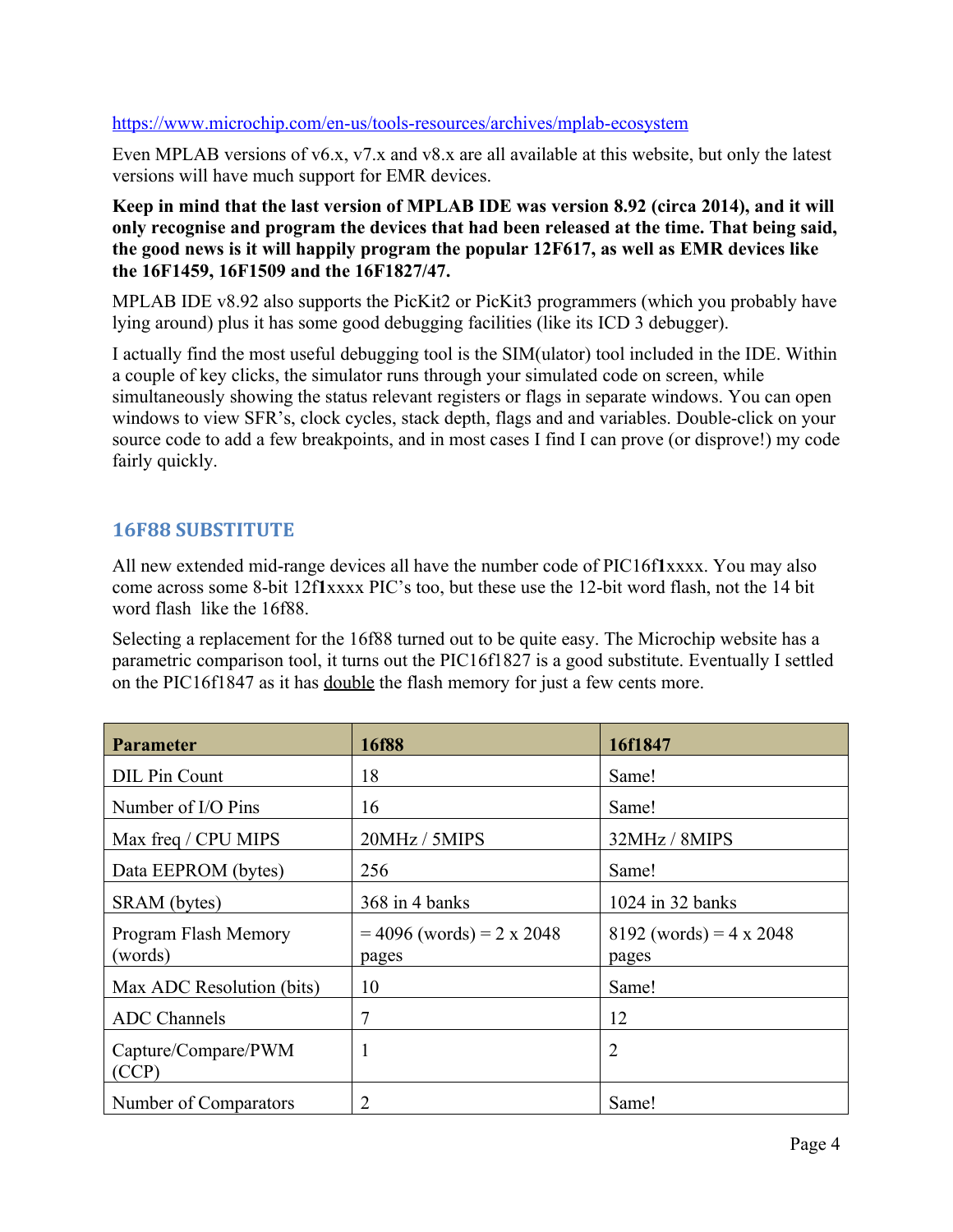https://www.microchip.com/en-us/tools-resources/archives/mplab-ecosystem

Even MPLAB versions of v6.x, v7.x and v8.x are all available at this website, but only the latest versions will have much support for EMR devices.

**Keep in mind that the last version of MPLAB IDE was version 8.92 (circa 2014), and it will only recognise and program the devices that had been released at the time. That being said, the good news is it will happily program the popular 12F617, as well as EMR devices like the 16F1459, 16F1509 and the 16F1827/47.**

MPLAB IDE v8.92 also supports the PicKit2 or PicKit3 programmers (which you probably have lying around) plus it has some good debugging facilities (like its ICD 3 debugger).

I actually find the most useful debugging tool is the SIM(ulator) tool included in the IDE. Within a couple of key clicks, the simulator runs through your simulated code on screen, while simultaneously showing the status relevant registers or flags in separate windows. You can open windows to view SFR's, clock cycles, stack depth, flags and and variables. Double-click on your source code to add a few breakpoints, and in most cases I find I can prove (or disprove!) my code fairly quickly.

## 16F88 SUBSTITUTE

All new extended mid-range devices all have the number code of PIC16f**1**xxxx. You may also come across some 8-bit 12f**1**xxxx PIC's too, but these use the 12-bit word flash, not the 14 bit word flash like the 16f88.

Selecting a replacement for the 16f88 turned out to be quite easy. The Microchip website has a parametric comparison tool, it turns out the PIC16f1827 is a good substitute. Eventually I settled on the PIC16f1847 as it has double the flash memory for just a few cents more.

| Parameter | 16f88 | 16f1847 |
|---|---|---|
| DIL Pin Count | 18 | Same! |
| Number of I/O Pins | 16 | Same! |
| Max freq / CPU MIPS | 20MHz / 5MIPS | 32MHz / 8MIPS |
| Data EEPROM (bytes) | 256 | Same! |
| SRAM (bytes) | 368 in 4 banks | 1024 in 32 banks |
| Program Flash Memory (words) | = 4096 (words) = 2 x 2048 pages | 8192 (words) = 4 x 2048 pages |
| Max ADC Resolution (bits) | 10 | Same! |
| ADC Channels | 7 | 12 |
| Capture/Compare/PWM (CCP) | 1 | 2 |
| Number of Comparators | 2 | Same! |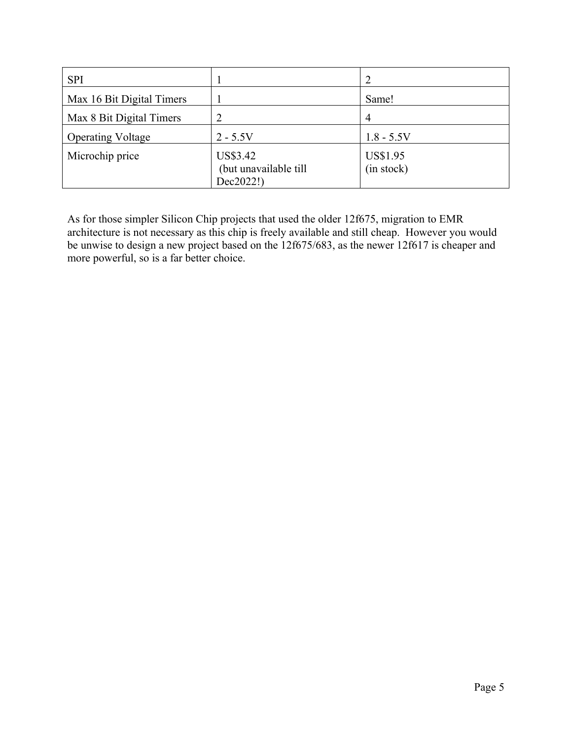| SPI | 1 | 2 |
| --- | --- | --- |
| Max 16 Bit Digital Timers | 1 | Same! |
| Max 8 Bit Digital Timers | 2 | 4 |
| Operating Voltage | 2 - 5.5V | 1.8 - 5.5V |
| Microchip price | US$3.42 (but unavailable till Dec2022!) | US$1.95 (in stock) |

As for those simpler Silicon Chip projects that used the older 12f675, migration to EMR architecture is not necessary as this chip is freely available and still cheap. However you would be unwise to design a new project based on the 12f675/683, as the newer 12f617 is cheaper and more powerful, so is a far better choice.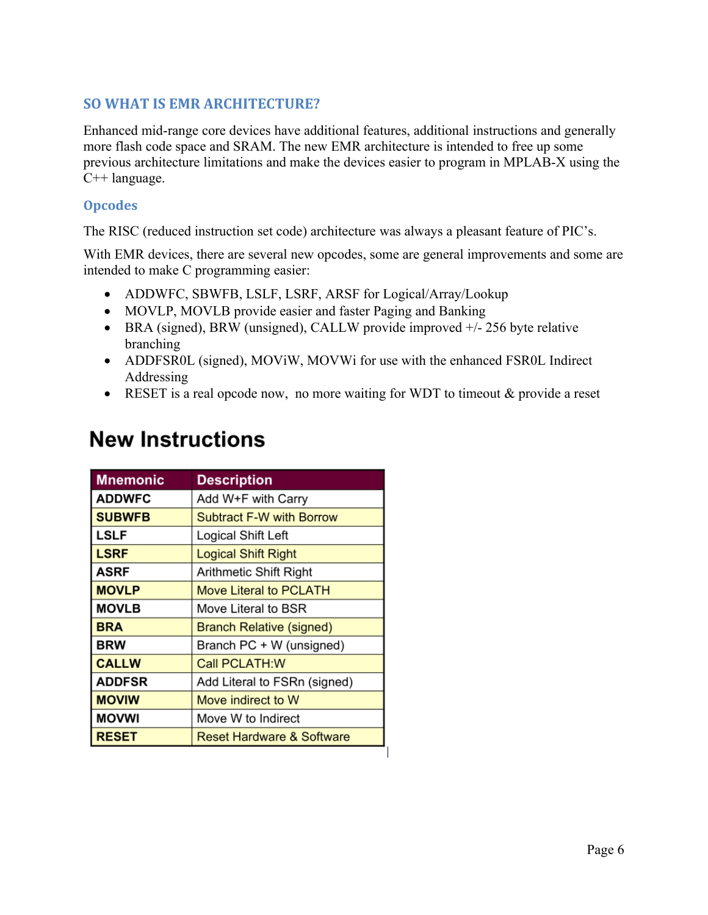## SO WHAT IS EMR ARCHITECTURE?

Enhanced mid-range core devices have additional features, additional instructions and generally more flash code space and SRAM. The new EMR architecture is intended to free up some previous architecture limitations and make the devices easier to program in MPLAB-X using the C++ language.

### Opcodes

The RISC (reduced instruction set code) architecture was always a pleasant feature of PIC's.

With EMR devices, there are several new opcodes, some are general improvements and some are intended to make C programming easier:

- ADDWFC, SBWFB, LSLF, LSRF, ARSF for Logical/Array/Lookup
- MOVLP, MOVLB provide easier and faster Paging and Banking
- BRA (signed), BRW (unsigned), CALLW provide improved +/- 256 byte relative branching
- ADDFSR0L (signed), MOViW, MOVWi for use with the enhanced FSR0L Indirect Addressing
- RESET is a real opcode now, no more waiting for WDT to timeout & provide a reset

# New Instructions

| Mnemonic | Description |
|---|---|
| ADDWFC | Add W+F with Carry |
| SUBWFB | Subtract F-W with Borrow |
| LSLF | Logical Shift Left |
| LSRF | Logical Shift Right |
| ASRF | Arithmetic Shift Right |
| MOVLP | Move Literal to PCLATH |
| MOVLB | Move Literal to BSR |
| BRA | Branch Relative (signed) |
| BRW | Branch PC + W (unsigned) |
| CALLW | Call PCLATH:W |
| ADDFSR | Add Literal to FSRn (signed) |
| MOVIW | Move indirect to W |
| MOVWI | Move W to Indirect |
| RESET | Reset Hardware & Software |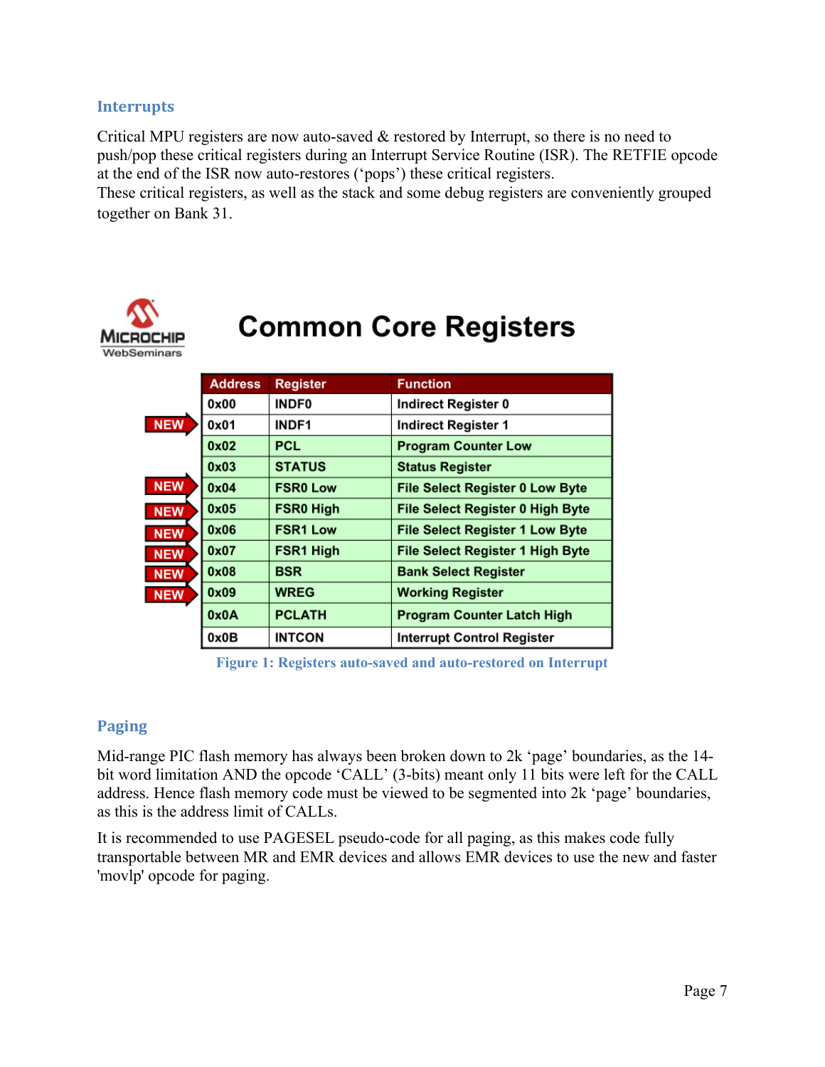### Interrupts

Critical MPU registers are now auto-saved & restored by Interrupt, so there is no need to push/pop these critical registers during an Interrupt Service Routine (ISR). The RETFIE opcode at the end of the ISR now auto-restores ('pops') these critical registers.
These critical registers, as well as the stack and some debug registers are conveniently grouped together on Bank 31.

MICROCHIP WebSeminars

## Common Core Registers

| | Address | Register | Function |
|---|---|---|---|
| | 0x00 | INDF0 | Indirect Register 0 |
| NEW | 0x01 | INDF1 | Indirect Register 1 |
| | 0x02 | PCL | Program Counter Low |
| | 0x03 | STATUS | Status Register |
| NEW | 0x04 | FSR0 Low | File Select Register 0 Low Byte |
| NEW | 0x05 | FSR0 High | File Select Register 0 High Byte |
| NEW | 0x06 | FSR1 Low | File Select Register 1 Low Byte |
| NEW | 0x07 | FSR1 High | File Select Register 1 High Byte |
| NEW | 0x08 | BSR | Bank Select Register |
| NEW | 0x09 | WREG | Working Register |
| | 0x0A | PCLATH | Program Counter Latch High |
| | 0x0B | INTCON | Interrupt Control Register |

**Figure 1: Registers auto-saved and auto-restored on Interrupt**

### Paging

Mid-range PIC flash memory has always been broken down to 2k 'page' boundaries, as the 14-bit word limitation AND the opcode 'CALL' (3-bits) meant only 11 bits were left for the CALL address. Hence flash memory code must be viewed to be segmented into 2k 'page' boundaries, as this is the address limit of CALLs.

It is recommended to use PAGESEL pseudo-code for all paging, as this makes code fully transportable between MR and EMR devices and allows EMR devices to use the new and faster 'movlp' opcode for paging.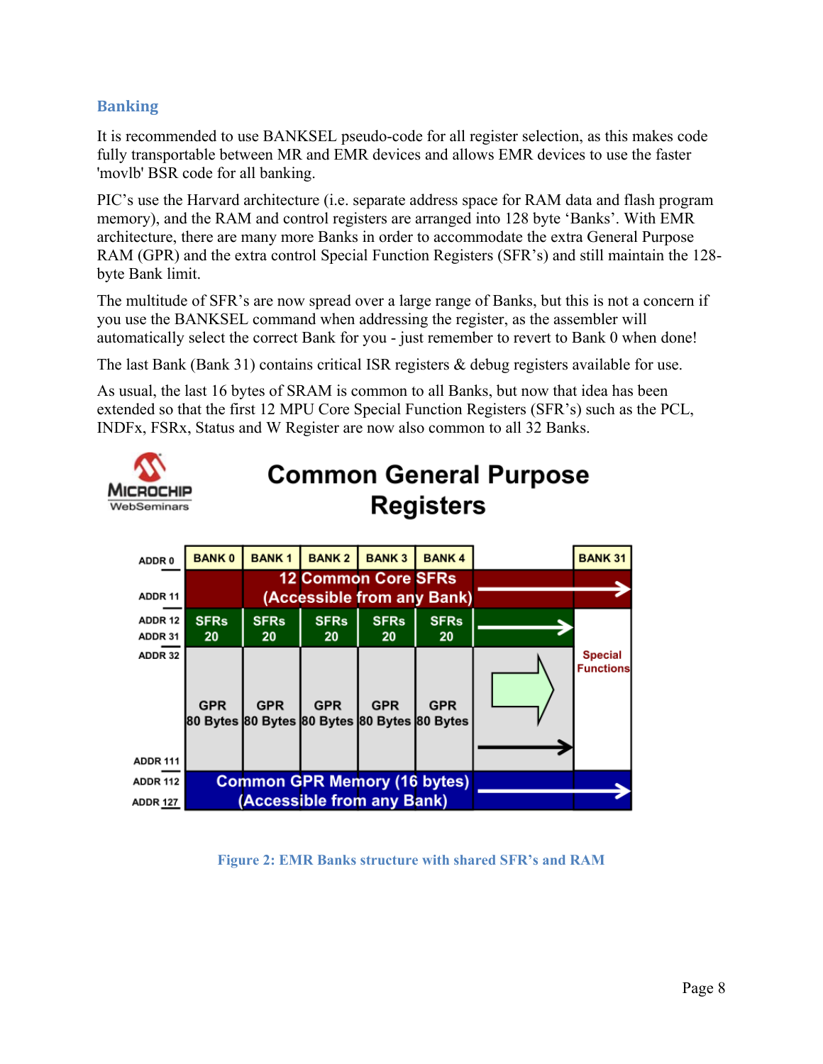## Banking

It is recommended to use BANKSEL pseudo-code for all register selection, as this makes code fully transportable between MR and EMR devices and allows EMR devices to use the faster 'movlb' BSR code for all banking.

PIC's use the Harvard architecture (i.e. separate address space for RAM data and flash program memory), and the RAM and control registers are arranged into 128 byte 'Banks'. With EMR architecture, there are many more Banks in order to accommodate the extra General Purpose RAM (GPR) and the extra control Special Function Registers (SFR's) and still maintain the 128-byte Bank limit.

The multitude of SFR's are now spread over a large range of Banks, but this is not a concern if you use the BANKSEL command when addressing the register, as the assembler will automatically select the correct Bank for you - just remember to revert to Bank 0 when done!

The last Bank (Bank 31) contains critical ISR registers & debug registers available for use.

As usual, the last 16 bytes of SRAM is common to all Banks, but now that idea has been extended so that the first 12 MPU Core Special Function Registers (SFR's) such as the PCL, INDFx, FSRx, Status and W Register are now also common to all 32 Banks.

**Common General Purpose Registers**

| Address | BANK 0 | BANK 1 | BANK 2 | BANK 3 | BANK 4 | … | BANK 31 |
|---|---|---|---|---|---|---|---|
| ADDR 0 – ADDR 11 | 12 Common Core SFRs (Accessible from any Bank) | | | | | → | → |
| ADDR 12 – ADDR 31 | SFRs 20 | SFRs 20 | SFRs 20 | SFRs 20 | SFRs 20 | → | Special Functions |
| ADDR 32 – ADDR 111 | GPR 80 Bytes | GPR 80 Bytes | GPR 80 Bytes | GPR 80 Bytes | GPR 80 Bytes | → | |
| ADDR 112 – ADDR 127 | Common GPR Memory (16 bytes) (Accessible from any Bank) | | | | | → | → |

Figure 2: EMR Banks structure with shared SFR's and RAM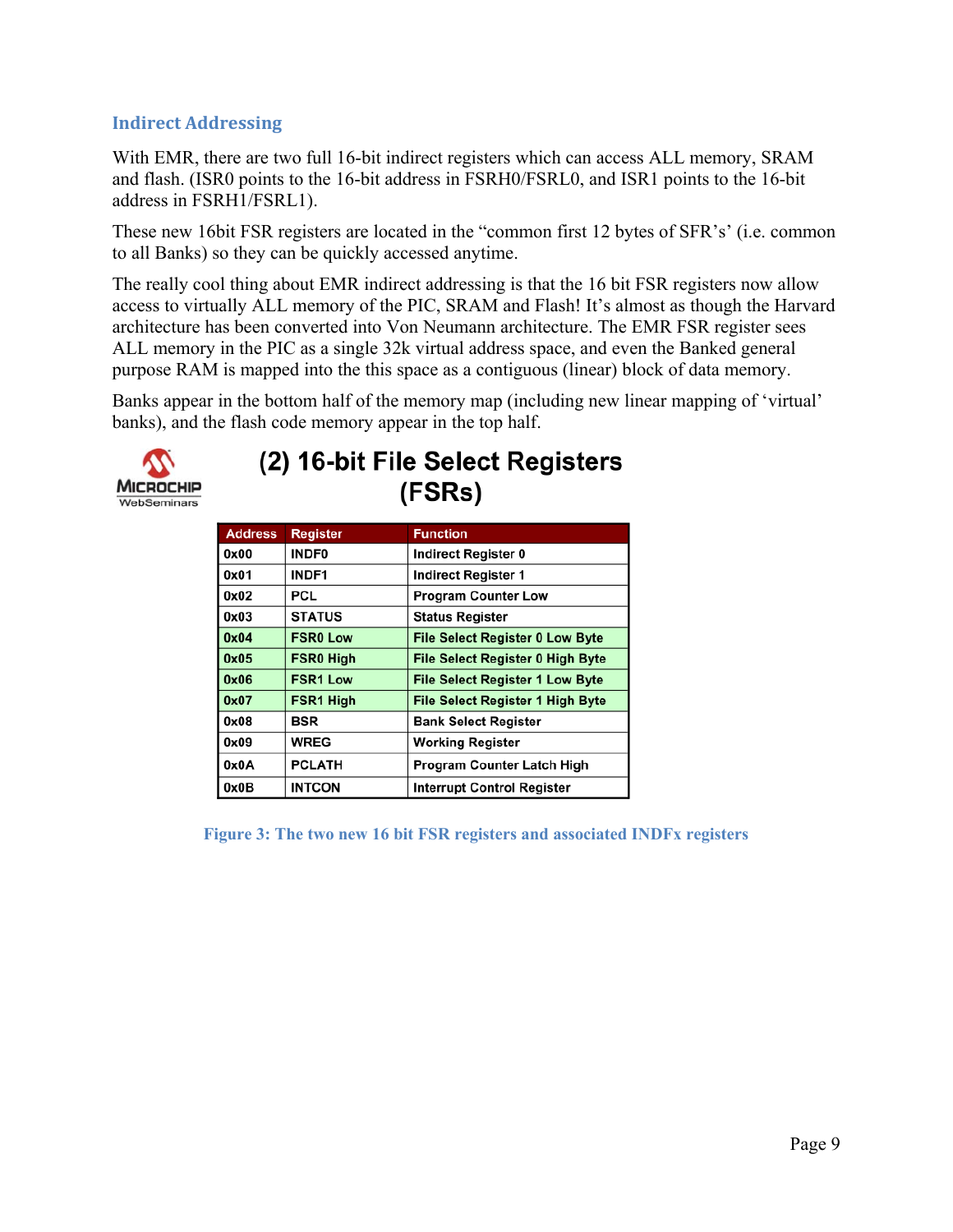### Indirect Addressing

With EMR, there are two full 16-bit indirect registers which can access ALL memory, SRAM and flash. (ISR0 points to the 16-bit address in FSRH0/FSRL0, and ISR1 points to the 16-bit address in FSRH1/FSRL1).

These new 16bit FSR registers are located in the "common first 12 bytes of SFR's' (i.e. common to all Banks) so they can be quickly accessed anytime.

The really cool thing about EMR indirect addressing is that the 16 bit FSR registers now allow access to virtually ALL memory of the PIC, SRAM and Flash! It's almost as though the Harvard architecture has been converted into Von Neumann architecture. The EMR FSR register sees ALL memory in the PIC as a single 32k virtual address space, and even the Banked general purpose RAM is mapped into the this space as a contiguous (linear) block of data memory.

Banks appear in the bottom half of the memory map (including new linear mapping of 'virtual' banks), and the flash code memory appear in the top half.

**(2) 16-bit File Select Registers (FSRs)**

| Address | Register | Function |
|---|---|---|
| 0x00 | INDF0 | Indirect Register 0 |
| 0x01 | INDF1 | Indirect Register 1 |
| 0x02 | PCL | Program Counter Low |
| 0x03 | STATUS | Status Register |
| 0x04 | FSR0 Low | File Select Register 0 Low Byte |
| 0x05 | FSR0 High | File Select Register 0 High Byte |
| 0x06 | FSR1 Low | File Select Register 1 Low Byte |
| 0x07 | FSR1 High | File Select Register 1 High Byte |
| 0x08 | BSR | Bank Select Register |
| 0x09 | WREG | Working Register |
| 0x0A | PCLATH | Program Counter Latch High |
| 0x0B | INTCON | Interrupt Control Register |

Figure 3: The two new 16 bit FSR registers and associated INDFx registers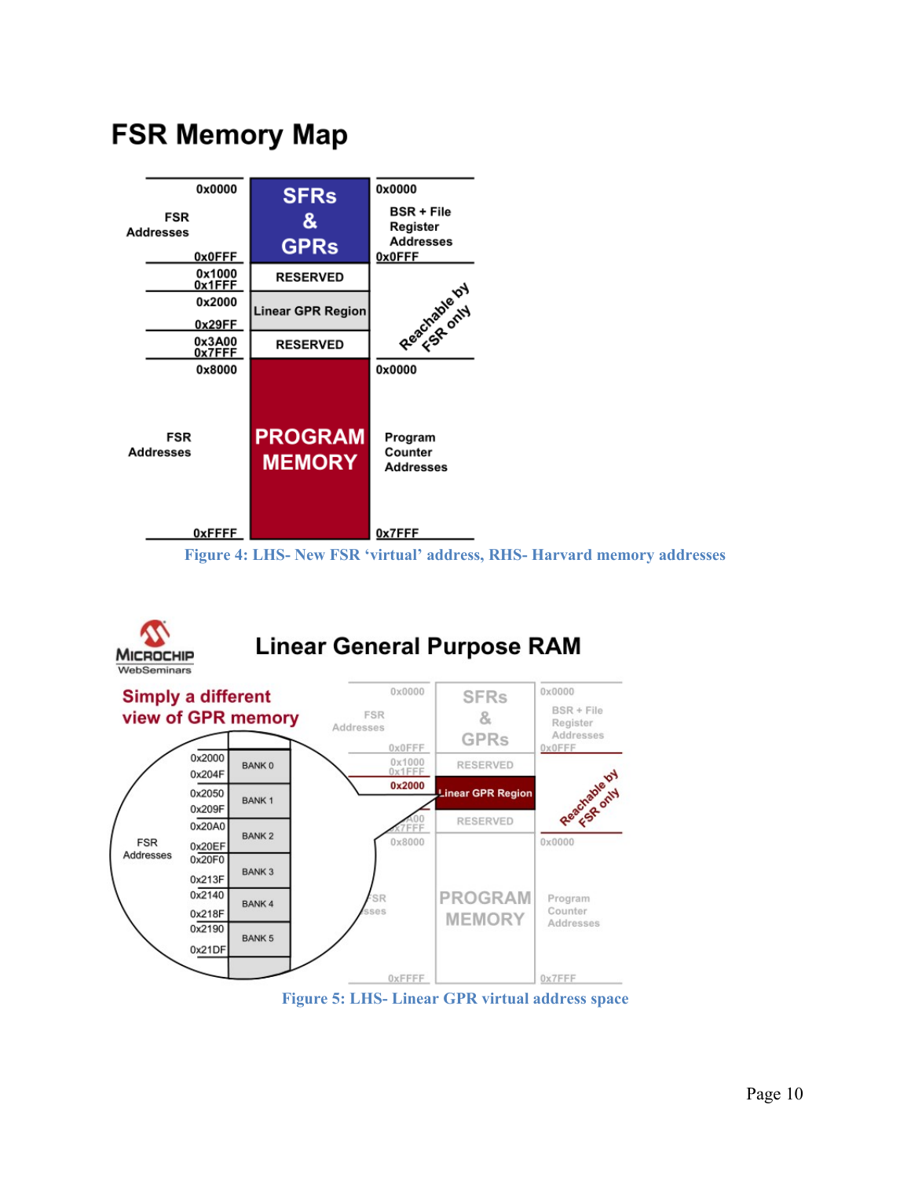## FSR Memory Map

| FSR Addresses | Region | Harvard Addresses |
| --- | --- | --- |
| 0x0000 – 0x0FFF | SFRs & GPRs | 0x0000 – 0x0FFF (BSR + File Register Addresses) |
| 0x1000 – 0x1FFF | RESERVED | Reachable by FSR only |
| 0x2000 – 0x29FF | Linear GPR Region | Reachable by FSR only |
| 0x3A00 – 0x7FFF | RESERVED | Reachable by FSR only |
| 0x8000 – 0xFFFF | PROGRAM MEMORY | 0x0000 – 0x7FFF (Program Counter Addresses) |

Figure 4: LHS- New FSR 'virtual' address, RHS- Harvard memory addresses

## Linear General Purpose RAM

Simply a different view of GPR memory

| FSR Addresses | Bank |
| --- | --- |
| 0x2000 – 0x204F | BANK 0 |
| 0x2050 – 0x209F | BANK 1 |
| 0x20A0 – 0x20EF | BANK 2 |
| 0x20F0 – 0x213F | BANK 3 |
| 0x2140 – 0x218F | BANK 4 |
| 0x2190 – 0x21DF | BANK 5 |

Figure 5: LHS- Linear GPR virtual address space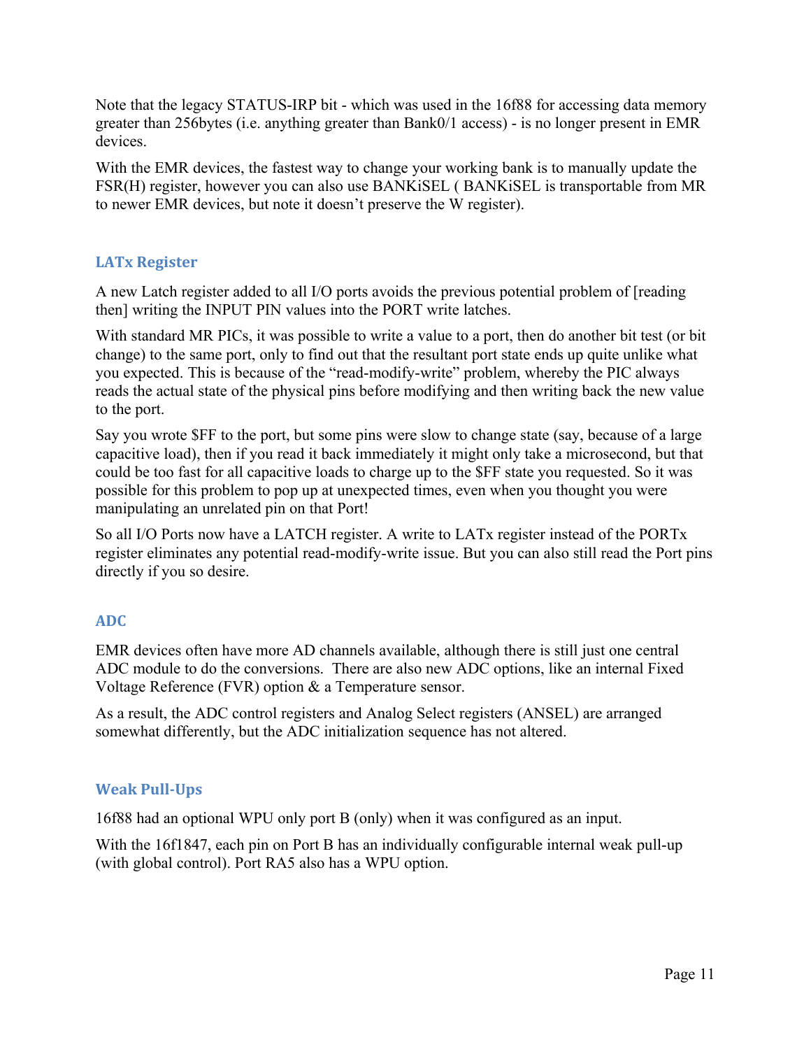Note that the legacy STATUS-IRP bit - which was used in the 16f88 for accessing data memory greater than 256bytes (i.e. anything greater than Bank0/1 access) - is no longer present in EMR devices.

With the EMR devices, the fastest way to change your working bank is to manually update the FSR(H) register, however you can also use BANKiSEL ( BANKiSEL is transportable from MR to newer EMR devices, but note it doesn't preserve the W register).

## LATx Register

A new Latch register added to all I/O ports avoids the previous potential problem of [reading then] writing the INPUT PIN values into the PORT write latches.

With standard MR PICs, it was possible to write a value to a port, then do another bit test (or bit change) to the same port, only to find out that the resultant port state ends up quite unlike what you expected. This is because of the "read-modify-write" problem, whereby the PIC always reads the actual state of the physical pins before modifying and then writing back the new value to the port.

Say you wrote $FF to the port, but some pins were slow to change state (say, because of a large capacitive load), then if you read it back immediately it might only take a microsecond, but that could be too fast for all capacitive loads to charge up to the $FF state you requested. So it was possible for this problem to pop up at unexpected times, even when you thought you were manipulating an unrelated pin on that Port!

So all I/O Ports now have a LATCH register. A write to LATx register instead of the PORTx register eliminates any potential read-modify-write issue. But you can also still read the Port pins directly if you so desire.

## ADC

EMR devices often have more AD channels available, although there is still just one central ADC module to do the conversions. There are also new ADC options, like an internal Fixed Voltage Reference (FVR) option & a Temperature sensor.

As a result, the ADC control registers and Analog Select registers (ANSEL) are arranged somewhat differently, but the ADC initialization sequence has not altered.

## Weak Pull-Ups

16f88 had an optional WPU only port B (only) when it was configured as an input.

With the 16f1847, each pin on Port B has an individually configurable internal weak pull-up (with global control). Port RA5 also has a WPU option.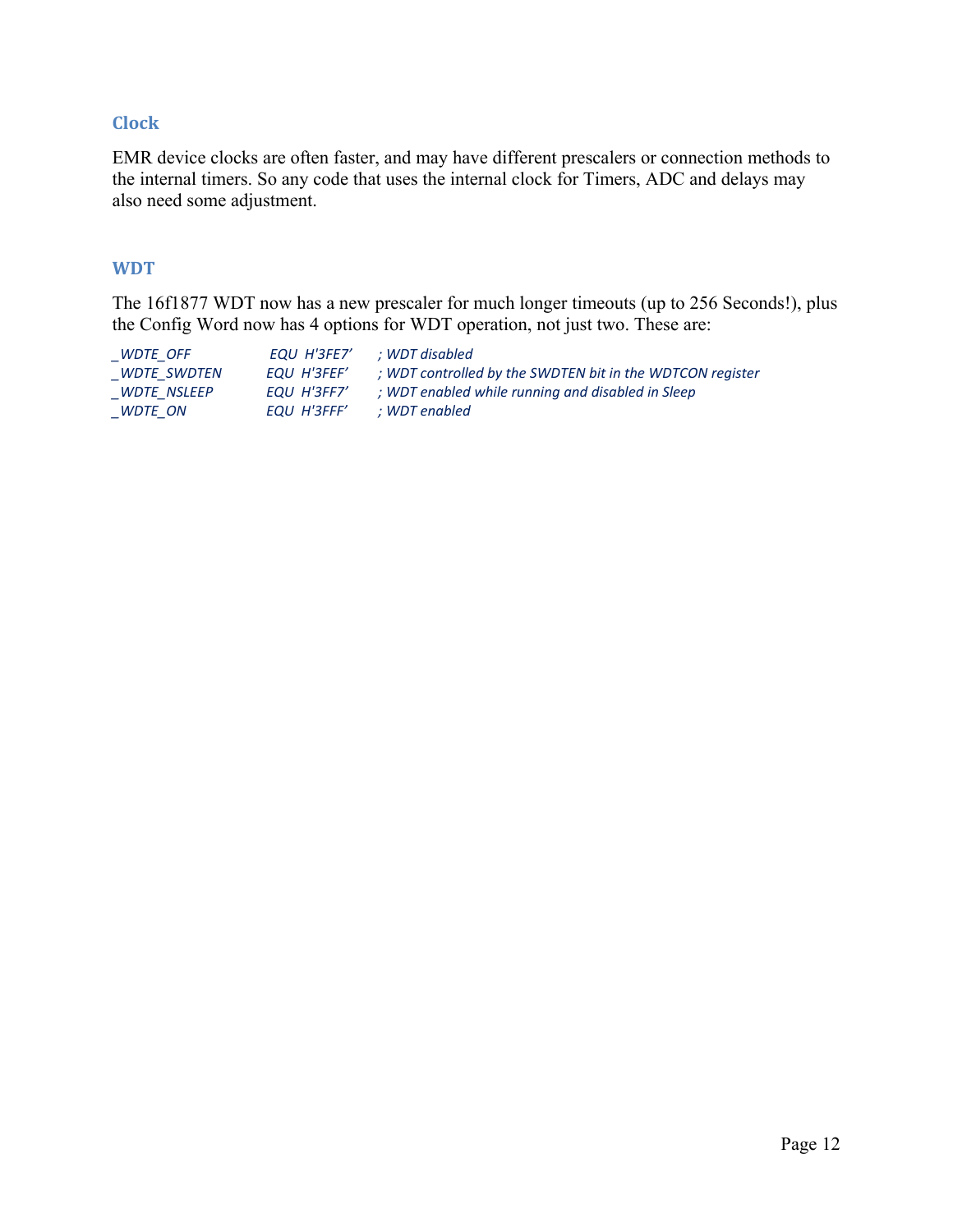## Clock

EMR device clocks are often faster, and may have different prescalers or connection methods to the internal timers. So any code that uses the internal clock for Timers, ADC and delays may also need some adjustment.

## WDT

The 16f1877 WDT now has a new prescaler for much longer timeouts (up to 256 Seconds!), plus the Config Word now has 4 options for WDT operation, not just two. These are:

```
_WDTE_OFF        EQU  H'3FE7'    ; WDT disabled
_WDTE_SWDTEN     EQU  H'3FEF'    ; WDT controlled by the SWDTEN bit in the WDTCON register
_WDTE_NSLEEP     EQU  H'3FF7'    ; WDT enabled while running and disabled in Sleep
_WDTE_ON         EQU  H'3FFF'    ; WDT enabled
```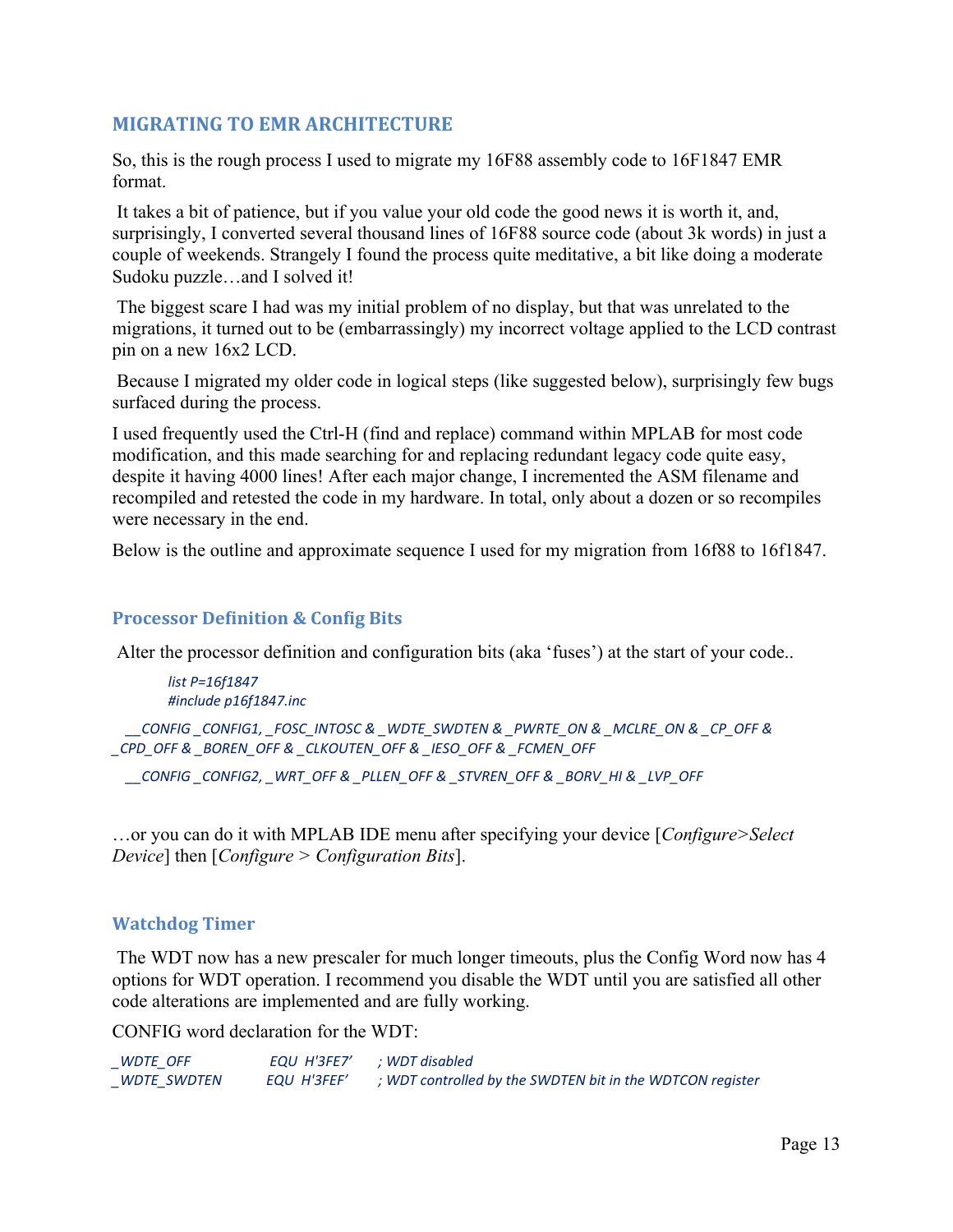## MIGRATING TO EMR ARCHITECTURE

So, this is the rough process I used to migrate my 16F88 assembly code to 16F1847 EMR format.

It takes a bit of patience, but if you value your old code the good news it is worth it, and, surprisingly, I converted several thousand lines of 16F88 source code (about 3k words) in just a couple of weekends. Strangely I found the process quite meditative, a bit like doing a moderate Sudoku puzzle…and I solved it!

The biggest scare I had was my initial problem of no display, but that was unrelated to the migrations, it turned out to be (embarrassingly) my incorrect voltage applied to the LCD contrast pin on a new 16x2 LCD.

Because I migrated my older code in logical steps (like suggested below), surprisingly few bugs surfaced during the process.

I used frequently used the Ctrl-H (find and replace) command within MPLAB for most code modification, and this made searching for and replacing redundant legacy code quite easy, despite it having 4000 lines! After each major change, I incremented the ASM filename and recompiled and retested the code in my hardware. In total, only about a dozen or so recompiles were necessary in the end.

Below is the outline and approximate sequence I used for my migration from 16f88 to 16f1847.

### Processor Definition & Config Bits

Alter the processor definition and configuration bits (aka 'fuses') at the start of your code..

```
list P=16f1847
#include p16f1847.inc

__CONFIG _CONFIG1, _FOSC_INTOSC & _WDTE_SWDTEN & _PWRTE_ON & _MCLRE_ON & _CP_OFF &
_CPD_OFF & _BOREN_OFF & _CLKOUTEN_OFF & _IESO_OFF & _FCMEN_OFF

__CONFIG _CONFIG2, _WRT_OFF & _PLLEN_OFF & _STVREN_OFF & _BORV_HI & _LVP_OFF
```

…or you can do it with MPLAB IDE menu after specifying your device [*Configure>Select Device*] then [*Configure > Configuration Bits*].

### Watchdog Timer

The WDT now has a new prescaler for much longer timeouts, plus the Config Word now has 4 options for WDT operation. I recommend you disable the WDT until you are satisfied all other code alterations are implemented and are fully working.

CONFIG word declaration for the WDT:

```
_WDTE_OFF        EQU  H'3FE7'    ; WDT disabled
_WDTE_SWDTEN     EQU  H'3FEF'    ; WDT controlled by the SWDTEN bit in the WDTCON register
```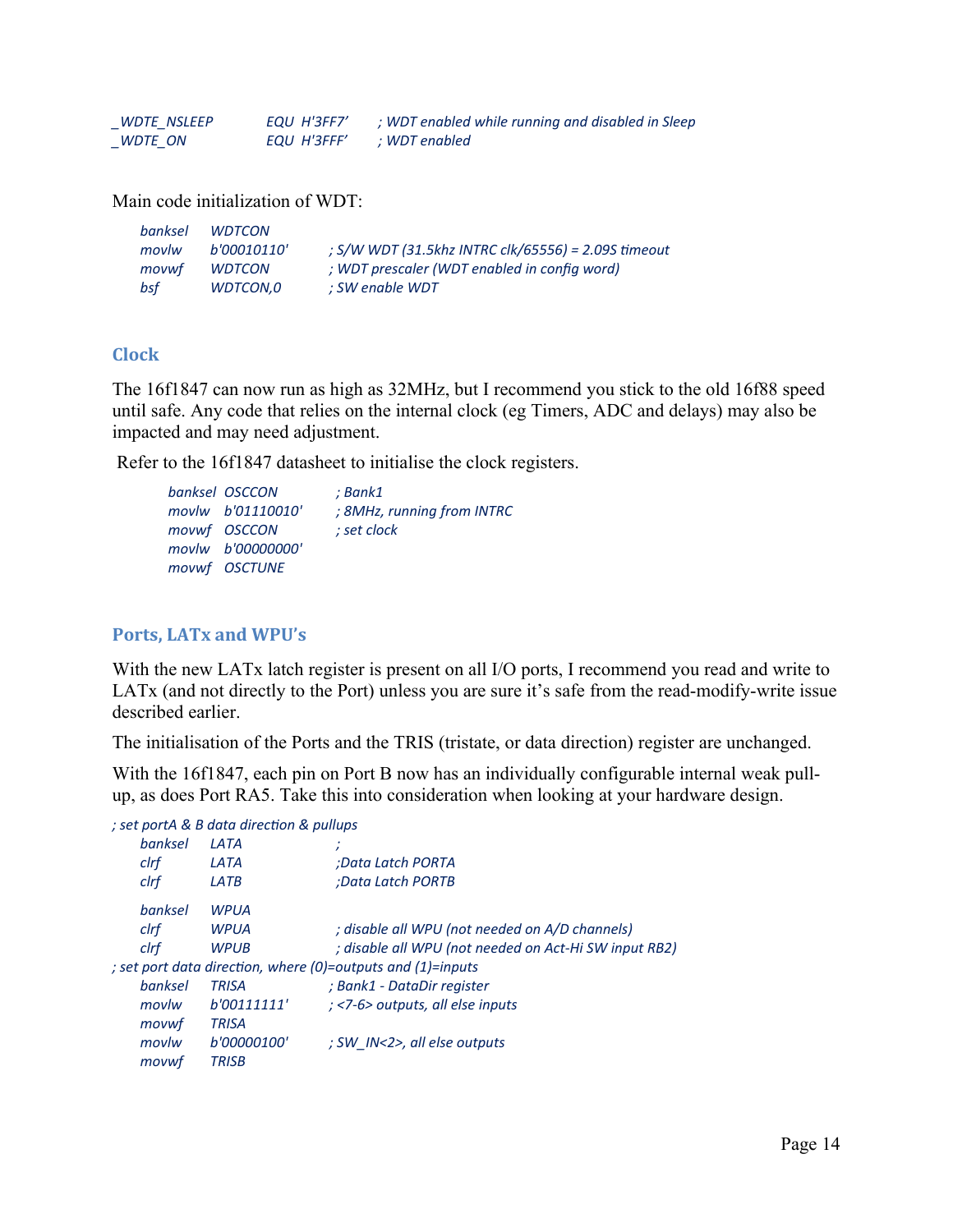```
_WDTE_NSLEEP        EQU  H'3FF7'     ; WDT enabled while running and disabled in Sleep
_WDTE_ON            EQU  H'3FFF'     ; WDT enabled
```

Main code initialization of WDT:

```
    banksel    WDTCON
    movlw      b'00010110'      ; S/W WDT (31.5khz INTRC clk/65556) = 2.09S timeout
    movwf      WDTCON           ; WDT prescaler (WDT enabled in config word)
    bsf        WDTCON,0         ; SW enable WDT
```

## Clock

The 16f1847 can now run as high as 32MHz, but I recommend you stick to the old 16f88 speed until safe. Any code that relies on the internal clock (eg Timers, ADC and delays) may also be impacted and may need adjustment.

Refer to the 16f1847 datasheet to initialise the clock registers.

```
        banksel  OSCCON             ; Bank1
        movlw    b'01110010'        ; 8MHz, running from INTRC
        movwf    OSCCON             ; set clock
        movlw    b'00000000'
        movwf    OSCTUNE
```

## Ports, LATx and WPU's

With the new LATx latch register is present on all I/O ports, I recommend you read and write to LATx (and not directly to the Port) unless you are sure it's safe from the read-modify-write issue described earlier.

The initialisation of the Ports and the TRIS (tristate, or data direction) register are unchanged.

With the 16f1847, each pin on Port B now has an individually configurable internal weak pull-up, as does Port RA5. Take this into consideration when looking at your hardware design.

```
; set portA & B data direction & pullups
    banksel    LATA             ;
    clrf       LATA             ;Data Latch PORTA
    clrf       LATB             ;Data Latch PORTB

    banksel    WPUA
    clrf       WPUA             ; disable all WPU (not needed on A/D channels)
    clrf       WPUB             ; disable all WPU (not needed on Act-Hi SW input RB2)
; set port data direction, where (0)=outputs and (1)=inputs
    banksel    TRISA            ; Bank1 - DataDir register
    movlw      b'00111111'      ; <7-6> outputs, all else inputs
    movwf      TRISA
    movlw      b'00000100'      ; SW_IN<2>, all else outputs
    movwf      TRISB
```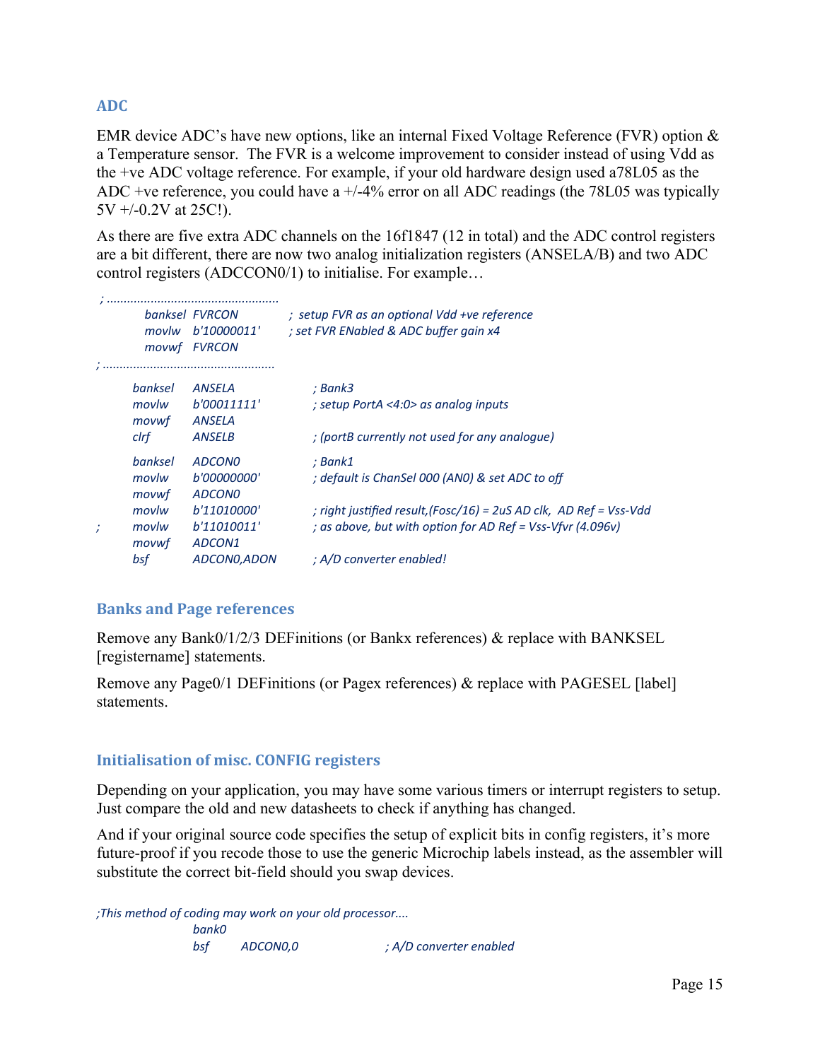## ADC

EMR device ADC's have new options, like an internal Fixed Voltage Reference (FVR) option & a Temperature sensor. The FVR is a welcome improvement to consider instead of using Vdd as the +ve ADC voltage reference. For example, if your old hardware design used a78L05 as the ADC +ve reference, you could have a +/-4% error on all ADC readings (the 78L05 was typically 5V +/-0.2V at 25C!).

As there are five extra ADC channels on the 16f1847 (12 in total) and the ADC control registers are a bit different, there are now two analog initialization registers (ANSELA/B) and two ADC control registers (ADCCON0/1) to initialise. For example…

```
;..................................................
        banksel FVRCON          ;  setup FVR as an optional Vdd +ve reference
        movlw   b'10000011'     ; set FVR ENabled & ADC buffer gain x4
        movwf   FVRCON
;..................................................
        banksel ANSELA          ; Bank3
        movlw   b'00011111'     ; setup PortA <4:0> as analog inputs
        movwf   ANSELA
        clrf    ANSELB          ; (portB currently not used for any analogue)

        banksel ADCON0          ; Bank1
        movlw   b'00000000'     ; default is ChanSel 000 (AN0) & set ADC to off
        movwf   ADCON0
        movlw   b'11010000'     ; right justified result,(Fosc/16) = 2uS AD clk,  AD Ref = Vss-Vdd
;       movlw   b'11010011'     ; as above, but with option for AD Ref = Vss-Vfvr (4.096v)
        movwf   ADCON1
        bsf     ADCON0,ADON     ; A/D converter enabled!
```

## Banks and Page references

Remove any Bank0/1/2/3 DEFinitions (or Bankx references) & replace with BANKSEL [registername] statements.

Remove any Page0/1 DEFinitions (or Pagex references) & replace with PAGESEL [label] statements.

## Initialisation of misc. CONFIG registers

Depending on your application, you may have some various timers or interrupt registers to setup. Just compare the old and new datasheets to check if anything has changed.

And if your original source code specifies the setup of explicit bits in config registers, it's more future-proof if you recode those to use the generic Microchip labels instead, as the assembler will substitute the correct bit-field should you swap devices.

```
;This method of coding may work on your old processor....
                bank0
                bsf     ADCON0,0                ; A/D converter enabled
```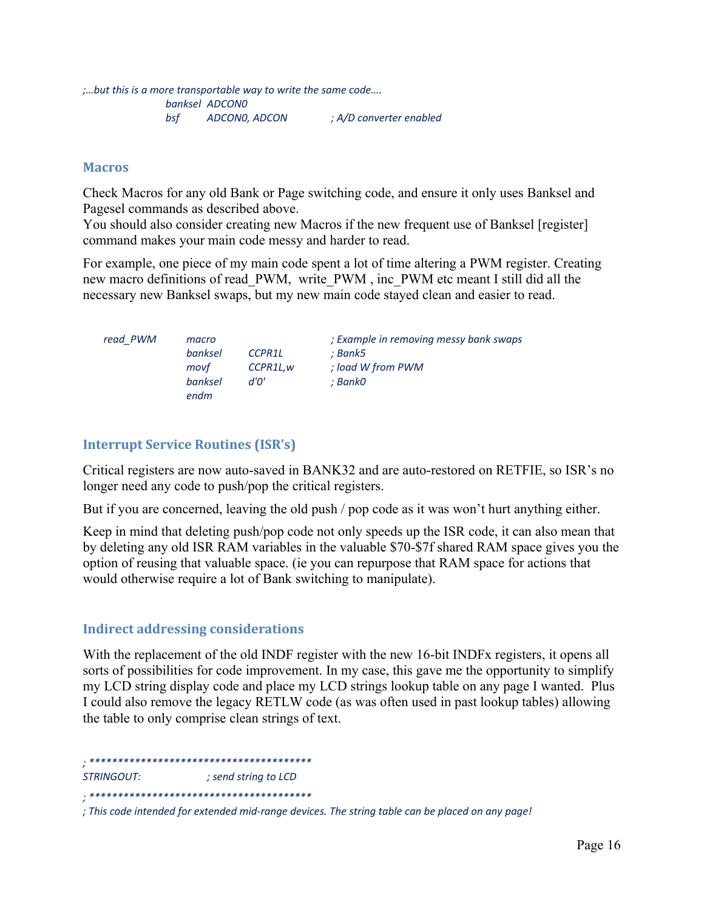```
;...but this is a more transportable way to write the same code....
                banksel  ADCON0
                bsf      ADCON0, ADCON          ; A/D converter enabled
```

### Macros

Check Macros for any old Bank or Page switching code, and ensure it only uses Banksel and Pagesel commands as described above.
You should also consider creating new Macros if the new frequent use of Banksel [register] command makes your main code messy and harder to read.

For example, one piece of my main code spent a lot of time altering a PWM register. Creating new macro definitions of read_PWM, write_PWM , inc_PWM etc meant I still did all the necessary new Banksel swaps, but my new main code stayed clean and easier to read.

```
read_PWM    macro                   ; Example in removing messy bank swaps
            banksel   CCPR1L        ; Bank5
            movf      CCPR1L,w      ; load W from PWM
            banksel   d'0'          ; Bank0
            endm
```

### Interrupt Service Routines (ISR's)

Critical registers are now auto-saved in BANK32 and are auto-restored on RETFIE, so ISR's no longer need any code to push/pop the critical registers.

But if you are concerned, leaving the old push / pop code as it was won't hurt anything either.

Keep in mind that deleting push/pop code not only speeds up the ISR code, it can also mean that by deleting any old ISR RAM variables in the valuable $70-$7f shared RAM space gives you the option of reusing that valuable space. (ie you can repurpose that RAM space for actions that would otherwise require a lot of Bank switching to manipulate).

### Indirect addressing considerations

With the replacement of the old INDF register with the new 16-bit INDFx registers, it opens all sorts of possibilities for code improvement. In my case, this gave me the opportunity to simplify my LCD string display code and place my LCD strings lookup table on any page I wanted. Plus I could also remove the legacy RETLW code (as was often used in past lookup tables) allowing the table to only comprise clean strings of text.

```
; ***************************************
STRINGOUT:              ; send string to LCD
; ***************************************
; This code intended for extended mid-range devices. The string table can be placed on any page!
```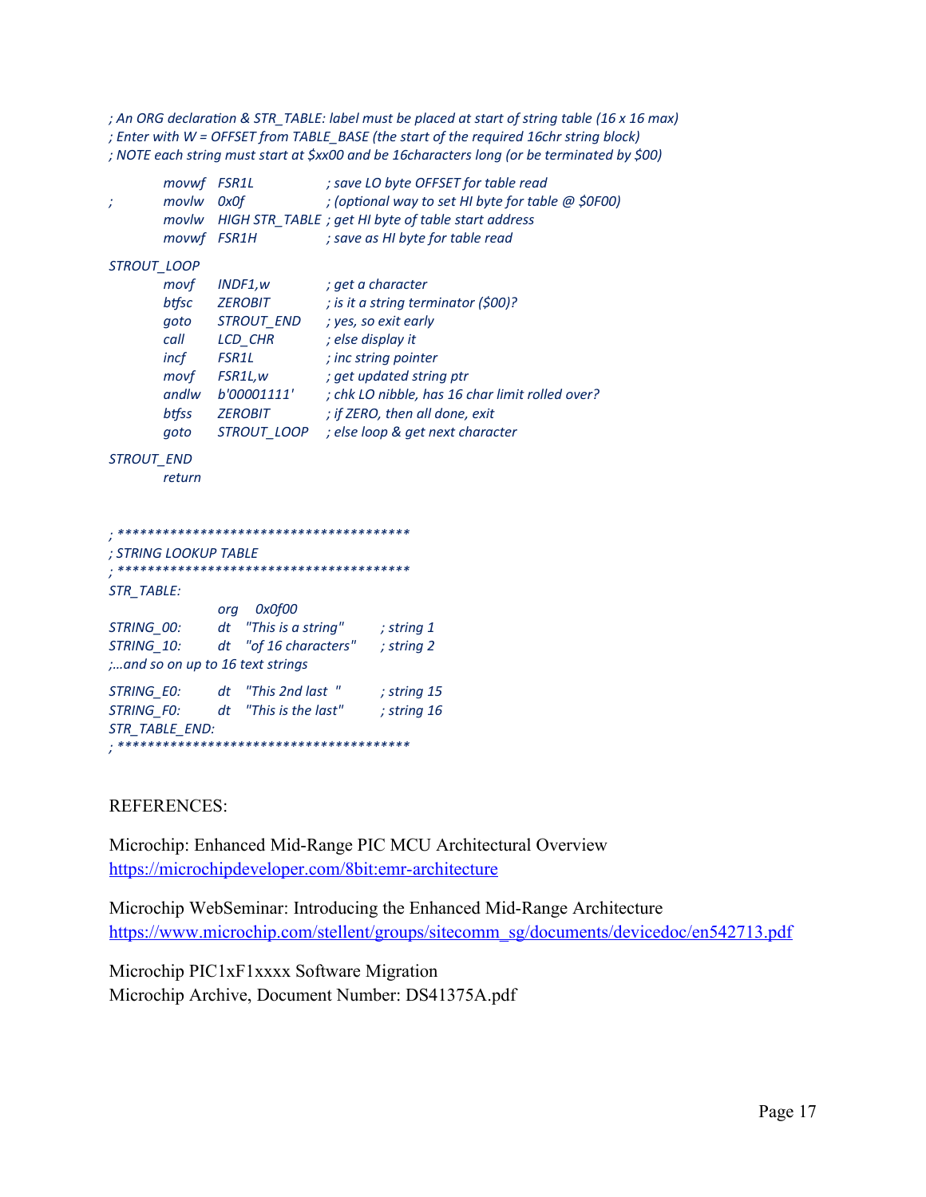```
; An ORG declaration & STR_TABLE: label must be placed at start of string table (16 x 16 max)
; Enter with W = OFFSET from TABLE_BASE (the start of the required 16chr string block)
; NOTE each string must start at $xx00 and be 16characters long (or be terminated by $00)

        movwf   FSR1L           ; save LO byte OFFSET for table read
;       movlw   0x0f            ; (optional way to set HI byte for table @ $0F00)
        movlw   HIGH STR_TABLE  ; get HI byte of table start address
        movwf   FSR1H           ; save as HI byte for table read

STROUT_LOOP
        movf    INDF1,w         ; get a character
        btfsc   ZEROBIT         ; is it a string terminator ($00)?
        goto    STROUT_END      ; yes, so exit early
        call    LCD_CHR         ; else display it
        incf    FSR1L           ; inc string pointer
        movf    FSR1L,w         ; get updated string ptr
        andlw   b'00001111'     ; chk LO nibble, has 16 char limit rolled over?
        btfss   ZEROBIT         ; if ZERO, then all done, exit
        goto    STROUT_LOOP     ; else loop & get next character

STROUT_END
        return


; ***************************************
; STRING LOOKUP TABLE
; ***************************************
STR_TABLE:
              org    0x0f00
STRING_00:    dt   "This is a string"      ; string 1
STRING_10:    dt   "of 16 characters"      ; string 2
;…and so on up to 16 text strings

STRING_E0:    dt   "This 2nd last  "       ; string 15
STRING_F0:    dt   "This is the last"      ; string 16
STR_TABLE_END:
; ***************************************
```

REFERENCES:

Microchip: Enhanced Mid-Range PIC MCU Architectural Overview
https://microchipdeveloper.com/8bit:emr-architecture

Microchip WebSeminar: Introducing the Enhanced Mid-Range Architecture
https://www.microchip.com/stellent/groups/sitecomm_sg/documents/devicedoc/en542713.pdf

Microchip PIC1xF1xxxx Software Migration
Microchip Archive, Document Number: DS41375A.pdf